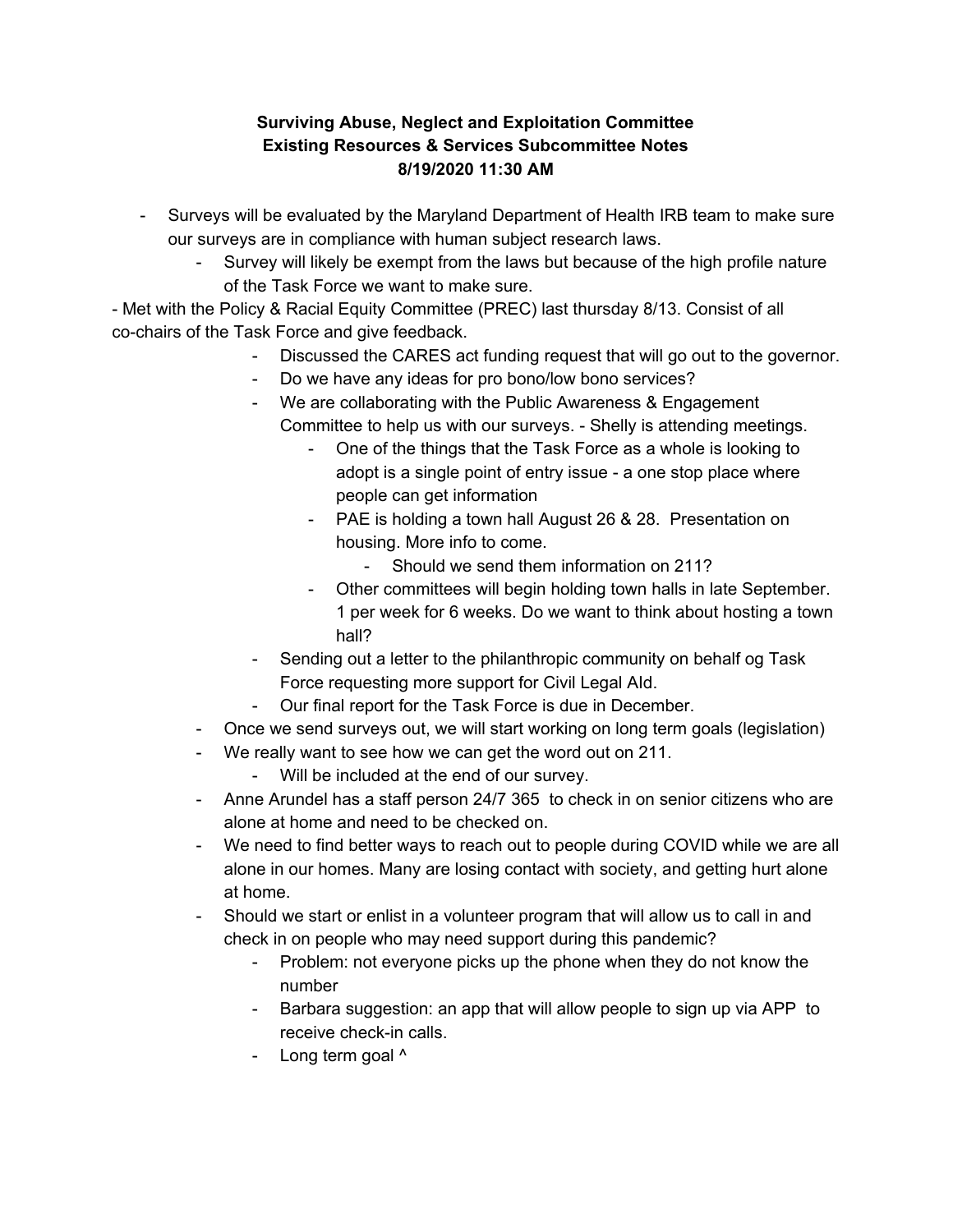**Surviving Abuse, Neglect and Exploitation Committee**
**Existing Resources & Services Subcommittee Notes**
**8/19/2020 11:30 AM**

- Surveys will be evaluated by the Maryland Department of Health IRB team to make sure our surveys are in compliance with human subject research laws.
    - Survey will likely be exempt from the laws but because of the high profile nature of the Task Force we want to make sure.

- Met with the Policy & Racial Equity Committee (PREC) last thursday 8/13. Consist of all co-chairs of the Task Force and give feedback.
        - Discussed the CARES act funding request that will go out to the governor.
        - Do we have any ideas for pro bono/low bono services?
        - We are collaborating with the Public Awareness & Engagement Committee to help us with our surveys. - Shelly is attending meetings.
            - One of the things that the Task Force as a whole is looking to adopt is a single point of entry issue - a one stop place where people can get information
            - PAE is holding a town hall August 26 & 28. Presentation on housing. More info to come.
                - Should we send them information on 211?
            - Other committees will begin holding town halls in late September. 1 per week for 6 weeks. Do we want to think about hosting a town hall?
        - Sending out a letter to the philanthropic community on behalf og Task Force requesting more support for Civil Legal AId.
        - Our final report for the Task Force is due in December.
    - Once we send surveys out, we will start working on long term goals (legislation)
    - We really want to see how we can get the word out on 211.
        - Will be included at the end of our survey.
    - Anne Arundel has a staff person 24/7 365 to check in on senior citizens who are alone at home and need to be checked on.
    - We need to find better ways to reach out to people during COVID while we are all alone in our homes. Many are losing contact with society, and getting hurt alone at home.
    - Should we start or enlist in a volunteer program that will allow us to call in and check in on people who may need support during this pandemic?
        - Problem: not everyone picks up the phone when they do not know the number
        - Barbara suggestion: an app that will allow people to sign up via APP to receive check-in calls.
        - Long term goal ^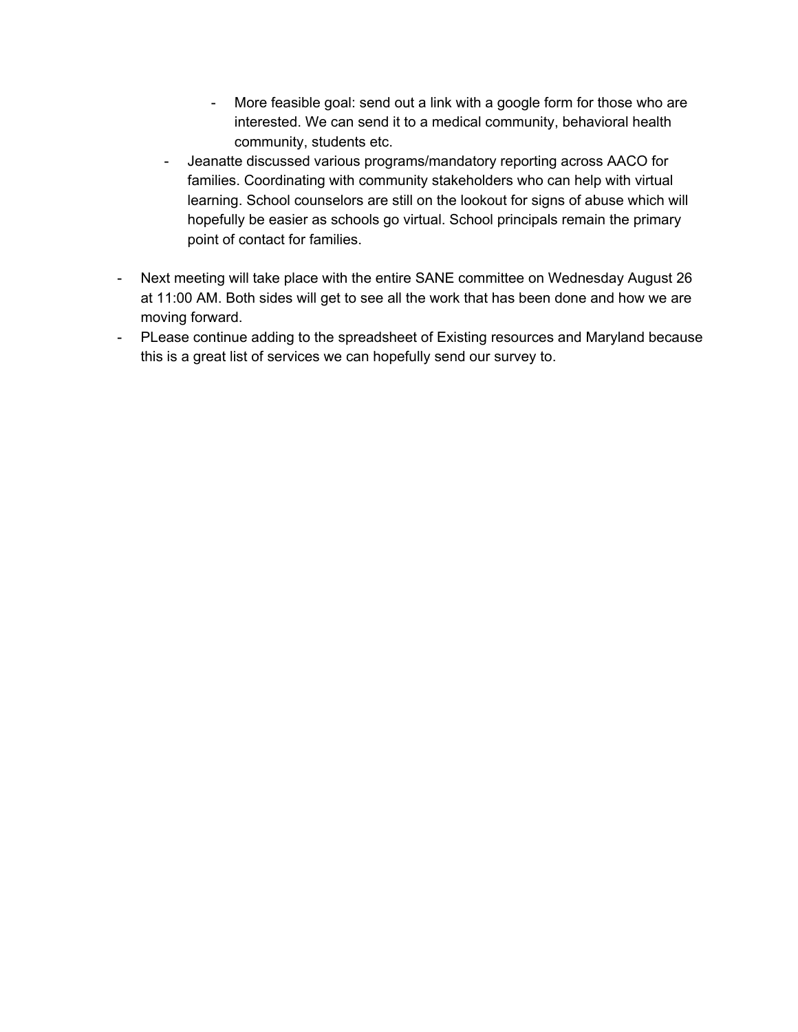- More feasible goal: send out a link with a google form for those who are interested. We can send it to a medical community, behavioral health community, students etc.
    - Jeanatte discussed various programs/mandatory reporting across AACO for families. Coordinating with community stakeholders who can help with virtual learning. School counselors are still on the lookout for signs of abuse which will hopefully be easier as schools go virtual. School principals remain the primary point of contact for families.

- Next meeting will take place with the entire SANE committee on Wednesday August 26 at 11:00 AM. Both sides will get to see all the work that has been done and how we are moving forward.
- PLease continue adding to the spreadsheet of Existing resources and Maryland because this is a great list of services we can hopefully send our survey to.